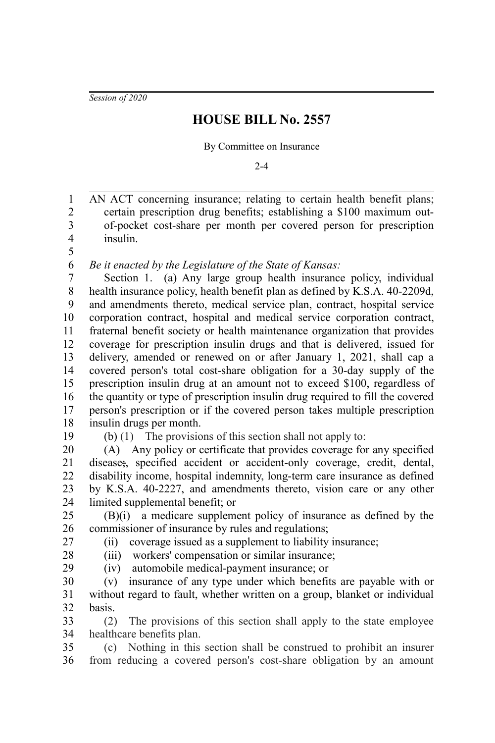*Session of 2020*

# HOUSE BILL No. 2557

By Committee on Insurance

2-4

AN ACT concerning insurance; relating to certain health benefit plans; certain prescription drug benefits; establishing a $100 maximum out-of-pocket cost-share per month per covered person for prescription insulin.

*Be it enacted by the Legislature of the State of Kansas:*

Section 1. (a) Any large group health insurance policy, individual health insurance policy, health benefit plan as defined by K.S.A. 40-2209d, and amendments thereto, medical service plan, contract, hospital service corporation contract, hospital and medical service corporation contract, fraternal benefit society or health maintenance organization that provides coverage for prescription insulin drugs and that is delivered, issued for delivery, amended or renewed on or after January 1, 2021, shall cap a covered person's total cost-share obligation for a 30-day supply of the prescription insulin drug at an amount not to exceed $100, regardless of the quantity or type of prescription insulin drug required to fill the covered person's prescription or if the covered person takes multiple prescription insulin drugs per month.

(b) (1) The provisions of this section shall not apply to:

(A) Any policy or certificate that provides coverage for any specified disease;, specified accident or accident-only coverage, credit, dental, disability income, hospital indemnity, long-term care insurance as defined by K.S.A. 40-2227, and amendments thereto, vision care or any other limited supplemental benefit; or

(B)(i) a medicare supplement policy of insurance as defined by the commissioner of insurance by rules and regulations;

(ii) coverage issued as a supplement to liability insurance;

(iii) workers' compensation or similar insurance;

(iv) automobile medical-payment insurance; or

(v) insurance of any type under which benefits are payable with or without regard to fault, whether written on a group, blanket or individual basis.

(2) The provisions of this section shall apply to the state employee healthcare benefits plan.

(c) Nothing in this section shall be construed to prohibit an insurer from reducing a covered person's cost-share obligation by an amount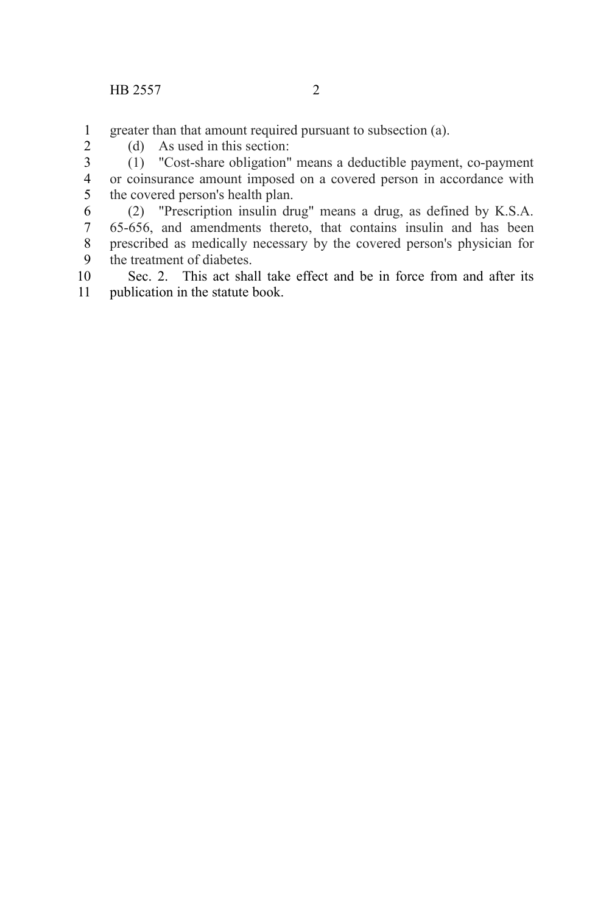greater than that amount required pursuant to subsection (a).

(d) As used in this section:

(1) "Cost-share obligation" means a deductible payment, co-payment or coinsurance amount imposed on a covered person in accordance with the covered person's health plan.

(2) "Prescription insulin drug" means a drug, as defined by K.S.A. 65-656, and amendments thereto, that contains insulin and has been prescribed as medically necessary by the covered person's physician for the treatment of diabetes.

Sec. 2. This act shall take effect and be in force from and after its publication in the statute book.